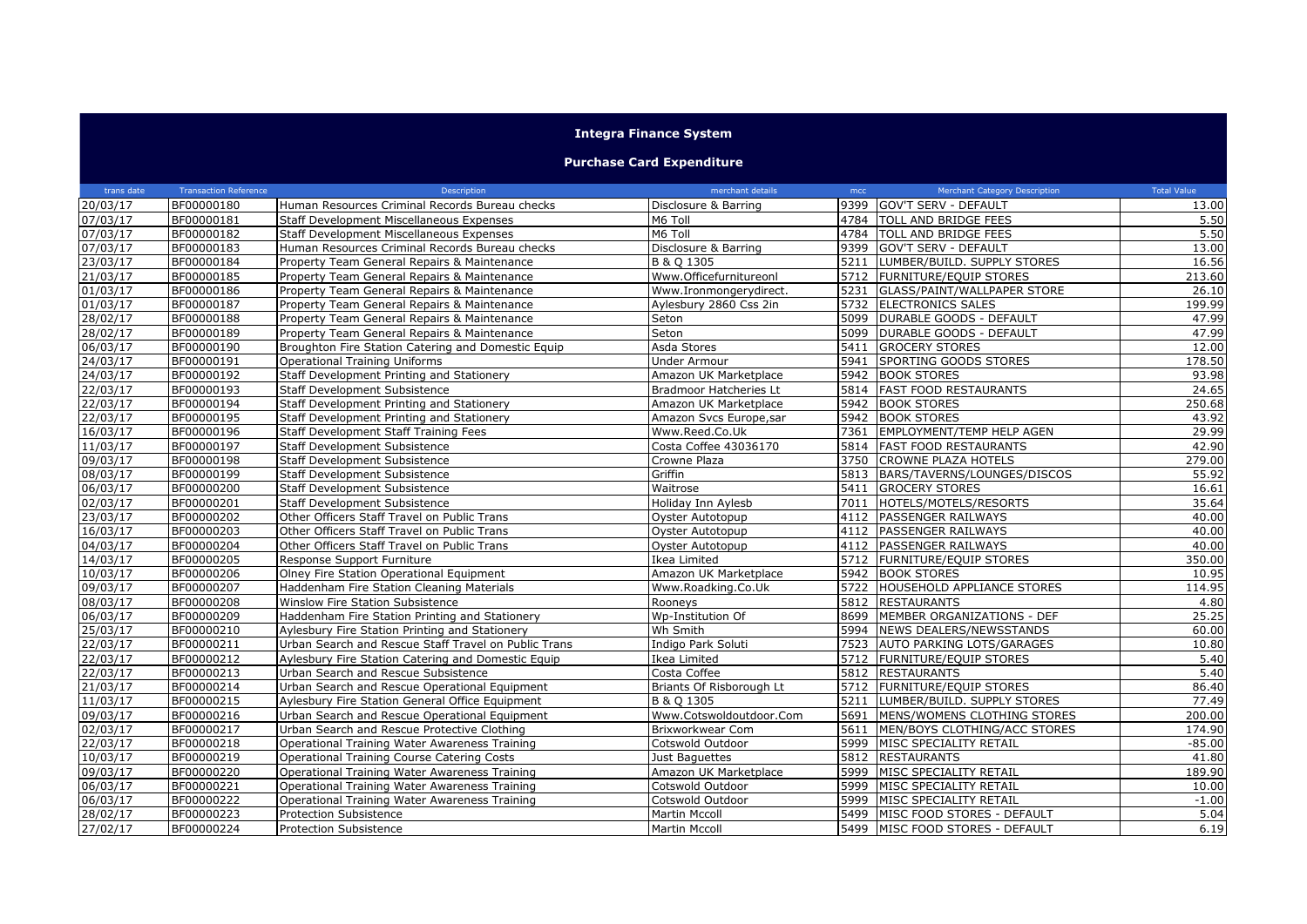# Integra Finance System

## Purchase Card Expenditure

| trans date | Transaction Reference | Description | merchant details | mcc | Merchant Category Description | Total Value |
|---|---|---|---|---|---|---|
| 20/03/17 | BF00000180 | Human Resources Criminal Records Bureau checks | Disclosure & Barring | 9399 | GOV'T SERV - DEFAULT | 13.00 |
| 07/03/17 | BF00000181 | Staff Development Miscellaneous Expenses | M6 Toll | 4784 | TOLL AND BRIDGE FEES | 5.50 |
| 07/03/17 | BF00000182 | Staff Development Miscellaneous Expenses | M6 Toll | 4784 | TOLL AND BRIDGE FEES | 5.50 |
| 07/03/17 | BF00000183 | Human Resources Criminal Records Bureau checks | Disclosure & Barring | 9399 | GOV'T SERV - DEFAULT | 13.00 |
| 23/03/17 | BF00000184 | Property Team General Repairs & Maintenance | B & Q 1305 | 5211 | LUMBER/BUILD. SUPPLY STORES | 16.56 |
| 21/03/17 | BF00000185 | Property Team General Repairs & Maintenance | Www.Officefurnitureonl | 5712 | FURNITURE/EQUIP STORES | 213.60 |
| 01/03/17 | BF00000186 | Property Team General Repairs & Maintenance | Www.Ironmongerydirect. | 5231 | GLASS/PAINT/WALLPAPER STORE | 26.10 |
| 01/03/17 | BF00000187 | Property Team General Repairs & Maintenance | Aylesbury 2860 Css 2in | 5732 | ELECTRONICS SALES | 199.99 |
| 28/02/17 | BF00000188 | Property Team General Repairs & Maintenance | Seton | 5099 | DURABLE GOODS - DEFAULT | 47.99 |
| 28/02/17 | BF00000189 | Property Team General Repairs & Maintenance | Seton | 5099 | DURABLE GOODS - DEFAULT | 47.99 |
| 06/03/17 | BF00000190 | Broughton Fire Station Catering and Domestic Equip | Asda Stores | 5411 | GROCERY STORES | 12.00 |
| 24/03/17 | BF00000191 | Operational Training Uniforms | Under Armour | 5941 | SPORTING GOODS STORES | 178.50 |
| 24/03/17 | BF00000192 | Staff Development Printing and Stationery | Amazon UK Marketplace | 5942 | BOOK STORES | 93.98 |
| 22/03/17 | BF00000193 | Staff Development Subsistence | Bradmoor Hatcheries Lt | 5814 | FAST FOOD RESTAURANTS | 24.65 |
| 22/03/17 | BF00000194 | Staff Development Printing and Stationery | Amazon UK Marketplace | 5942 | BOOK STORES | 250.68 |
| 22/03/17 | BF00000195 | Staff Development Printing and Stationery | Amazon Svcs Europe,sar | 5942 | BOOK STORES | 43.92 |
| 16/03/17 | BF00000196 | Staff Development Staff Training Fees | Www.Reed.Co.Uk | 7361 | EMPLOYMENT/TEMP HELP AGEN | 29.99 |
| 11/03/17 | BF00000197 | Staff Development Subsistence | Costa Coffee 43036170 | 5814 | FAST FOOD RESTAURANTS | 42.90 |
| 09/03/17 | BF00000198 | Staff Development Subsistence | Crowne Plaza | 3750 | CROWNE PLAZA HOTELS | 279.00 |
| 08/03/17 | BF00000199 | Staff Development Subsistence | Griffin | 5813 | BARS/TAVERNS/LOUNGES/DISCOS | 55.92 |
| 06/03/17 | BF00000200 | Staff Development Subsistence | Waitrose | 5411 | GROCERY STORES | 16.61 |
| 02/03/17 | BF00000201 | Staff Development Subsistence | Holiday Inn Aylesb | 7011 | HOTELS/MOTELS/RESORTS | 35.64 |
| 23/03/17 | BF00000202 | Other Officers Staff Travel on Public Trans | Oyster Autotopup | 4112 | PASSENGER RAILWAYS | 40.00 |
| 16/03/17 | BF00000203 | Other Officers Staff Travel on Public Trans | Oyster Autotopup | 4112 | PASSENGER RAILWAYS | 40.00 |
| 04/03/17 | BF00000204 | Other Officers Staff Travel on Public Trans | Oyster Autotopup | 4112 | PASSENGER RAILWAYS | 40.00 |
| 14/03/17 | BF00000205 | Response Support Furniture | Ikea Limited | 5712 | FURNITURE/EQUIP STORES | 350.00 |
| 10/03/17 | BF00000206 | Olney Fire Station Operational Equipment | Amazon UK Marketplace | 5942 | BOOK STORES | 10.95 |
| 09/03/17 | BF00000207 | Haddenham Fire Station Cleaning Materials | Www.Roadking.Co.Uk | 5722 | HOUSEHOLD APPLIANCE STORES | 114.95 |
| 08/03/17 | BF00000208 | Winslow Fire Station Subsistence | Rooneys | 5812 | RESTAURANTS | 4.80 |
| 06/03/17 | BF00000209 | Haddenham Fire Station Printing and Stationery | Wp-Institution Of | 8699 | MEMBER ORGANIZATIONS - DEF | 25.25 |
| 25/03/17 | BF00000210 | Aylesbury Fire Station Printing and Stationery | Wh Smith | 5994 | NEWS DEALERS/NEWSSTANDS | 60.00 |
| 22/03/17 | BF00000211 | Urban Search and Rescue Staff Travel on Public Trans | Indigo Park Soluti | 7523 | AUTO PARKING LOTS/GARAGES | 10.80 |
| 22/03/17 | BF00000212 | Aylesbury Fire Station Catering and Domestic Equip | Ikea Limited | 5712 | FURNITURE/EQUIP STORES | 5.40 |
| 22/03/17 | BF00000213 | Urban Search and Rescue Subsistence | Costa Coffee | 5812 | RESTAURANTS | 5.40 |
| 21/03/17 | BF00000214 | Urban Search and Rescue Operational Equipment | Briants Of Risborough Lt | 5712 | FURNITURE/EQUIP STORES | 86.40 |
| 11/03/17 | BF00000215 | Aylesbury Fire Station General Office Equipment | B & Q 1305 | 5211 | LUMBER/BUILD. SUPPLY STORES | 77.49 |
| 09/03/17 | BF00000216 | Urban Search and Rescue Operational Equipment | Www.Cotswoldoutdoor.Com | 5691 | MENS/WOMENS CLOTHING STORES | 200.00 |
| 02/03/17 | BF00000217 | Urban Search and Rescue Protective Clothing | Brixworkwear Com | 5611 | MEN/BOYS CLOTHING/ACC STORES | 174.90 |
| 22/03/17 | BF00000218 | Operational Training Water Awareness Training | Cotswold Outdoor | 5999 | MISC SPECIALITY RETAIL | -85.00 |
| 10/03/17 | BF00000219 | Operational Training Course Catering Costs | Just Baguettes | 5812 | RESTAURANTS | 41.80 |
| 09/03/17 | BF00000220 | Operational Training Water Awareness Training | Amazon UK Marketplace | 5999 | MISC SPECIALITY RETAIL | 189.90 |
| 06/03/17 | BF00000221 | Operational Training Water Awareness Training | Cotswold Outdoor | 5999 | MISC SPECIALITY RETAIL | 10.00 |
| 06/03/17 | BF00000222 | Operational Training Water Awareness Training | Cotswold Outdoor | 5999 | MISC SPECIALITY RETAIL | -1.00 |
| 28/02/17 | BF00000223 | Protection Subsistence | Martin Mccoll | 5499 | MISC FOOD STORES - DEFAULT | 5.04 |
| 27/02/17 | BF00000224 | Protection Subsistence | Martin Mccoll | 5499 | MISC FOOD STORES - DEFAULT | 6.19 |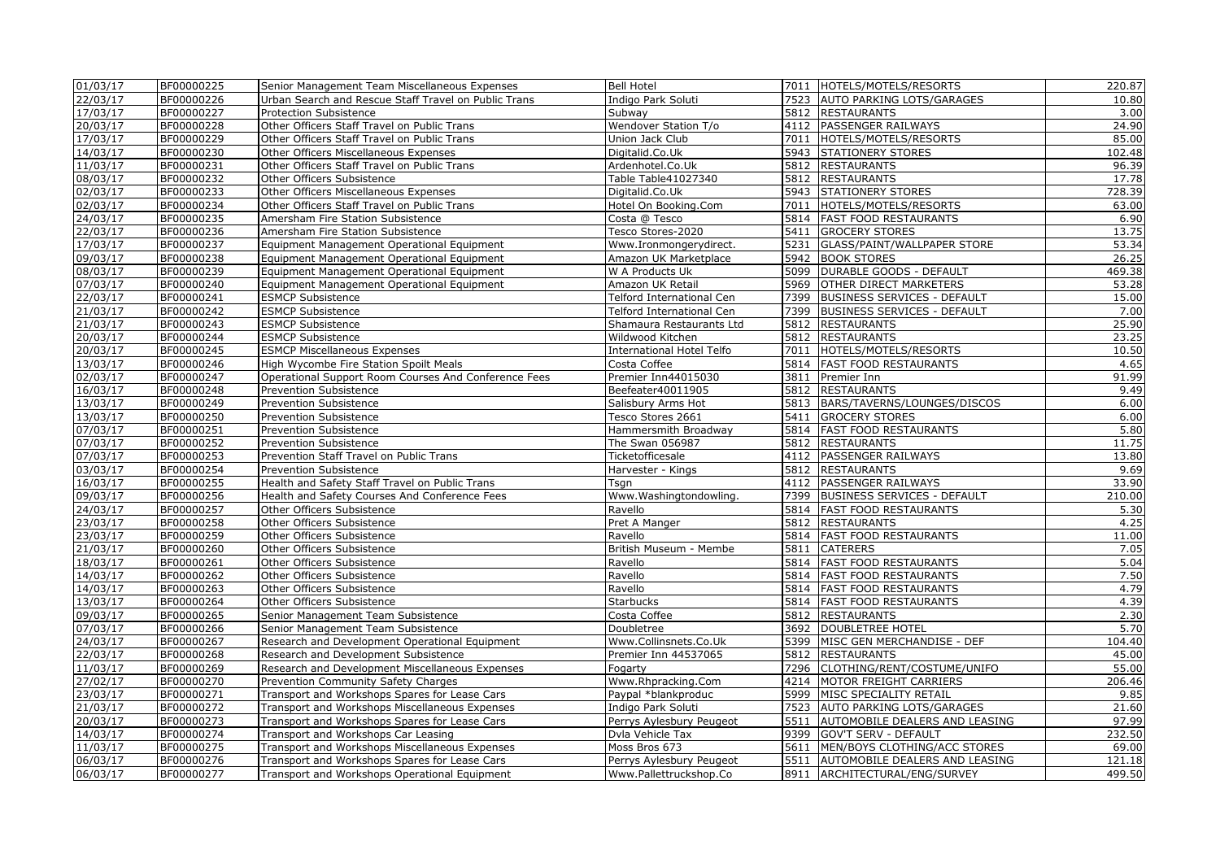| | | | | | | |
|---|---|---|---|---|---|---|
| 01/03/17 | BF00000225 | Senior Management Team Miscellaneous Expenses | Bell Hotel | 7011 | HOTELS/MOTELS/RESORTS | 220.87 |
| 22/03/17 | BF00000226 | Urban Search and Rescue Staff Travel on Public Trans | Indigo Park Soluti | 7523 | AUTO PARKING LOTS/GARAGES | 10.80 |
| 17/03/17 | BF00000227 | Protection Subsistence | Subway | 5812 | RESTAURANTS | 3.00 |
| 20/03/17 | BF00000228 | Other Officers Staff Travel on Public Trans | Wendover Station T/o | 4112 | PASSENGER RAILWAYS | 24.90 |
| 17/03/17 | BF00000229 | Other Officers Staff Travel on Public Trans | Union Jack Club | 7011 | HOTELS/MOTELS/RESORTS | 85.00 |
| 14/03/17 | BF00000230 | Other Officers Miscellaneous Expenses | Digitalid.Co.Uk | 5943 | STATIONERY STORES | 102.48 |
| 11/03/17 | BF00000231 | Other Officers Staff Travel on Public Trans | Ardenhotel.Co.Uk | 5812 | RESTAURANTS | 96.39 |
| 08/03/17 | BF00000232 | Other Officers Subsistence | Table Table41027340 | 5812 | RESTAURANTS | 17.78 |
| 02/03/17 | BF00000233 | Other Officers Miscellaneous Expenses | Digitalid.Co.Uk | 5943 | STATIONERY STORES | 728.39 |
| 02/03/17 | BF00000234 | Other Officers Staff Travel on Public Trans | Hotel On Booking.Com | 7011 | HOTELS/MOTELS/RESORTS | 63.00 |
| 24/03/17 | BF00000235 | Amersham Fire Station Subsistence | Costa @ Tesco | 5814 | FAST FOOD RESTAURANTS | 6.90 |
| 22/03/17 | BF00000236 | Amersham Fire Station Subsistence | Tesco Stores-2020 | 5411 | GROCERY STORES | 13.75 |
| 17/03/17 | BF00000237 | Equipment Management Operational Equipment | Www.Ironmongerydirect. | 5231 | GLASS/PAINT/WALLPAPER STORE | 53.34 |
| 09/03/17 | BF00000238 | Equipment Management Operational Equipment | Amazon UK Marketplace | 5942 | BOOK STORES | 26.25 |
| 08/03/17 | BF00000239 | Equipment Management Operational Equipment | W A Products Uk | 5099 | DURABLE GOODS - DEFAULT | 469.38 |
| 07/03/17 | BF00000240 | Equipment Management Operational Equipment | Amazon UK Retail | 5969 | OTHER DIRECT MARKETERS | 53.28 |
| 22/03/17 | BF00000241 | ESMCP Subsistence | Telford International Cen | 7399 | BUSINESS SERVICES - DEFAULT | 15.00 |
| 21/03/17 | BF00000242 | ESMCP Subsistence | Telford International Cen | 7399 | BUSINESS SERVICES - DEFAULT | 7.00 |
| 21/03/17 | BF00000243 | ESMCP Subsistence | Shamaura Restaurants Ltd | 5812 | RESTAURANTS | 25.90 |
| 20/03/17 | BF00000244 | ESMCP Subsistence | Wildwood Kitchen | 5812 | RESTAURANTS | 23.25 |
| 20/03/17 | BF00000245 | ESMCP Miscellaneous Expenses | International Hotel Telfo | 7011 | HOTELS/MOTELS/RESORTS | 10.50 |
| 13/03/17 | BF00000246 | High Wycombe Fire Station Spoilt Meals | Costa Coffee | 5814 | FAST FOOD RESTAURANTS | 4.65 |
| 02/03/17 | BF00000247 | Operational Support Room Courses And Conference Fees | Premier Inn44015030 | 3811 | Premier Inn | 91.99 |
| 16/03/17 | BF00000248 | Prevention Subsistence | Beefeater40011905 | 5812 | RESTAURANTS | 9.49 |
| 13/03/17 | BF00000249 | Prevention Subsistence | Salisbury Arms Hot | 5813 | BARS/TAVERNS/LOUNGES/DISCOS | 6.00 |
| 13/03/17 | BF00000250 | Prevention Subsistence | Tesco Stores 2661 | 5411 | GROCERY STORES | 6.00 |
| 07/03/17 | BF00000251 | Prevention Subsistence | Hammersmith Broadway | 5814 | FAST FOOD RESTAURANTS | 5.80 |
| 07/03/17 | BF00000252 | Prevention Subsistence | The Swan 056987 | 5812 | RESTAURANTS | 11.75 |
| 07/03/17 | BF00000253 | Prevention Staff Travel on Public Trans | Ticketofficesale | 4112 | PASSENGER RAILWAYS | 13.80 |
| 03/03/17 | BF00000254 | Prevention Subsistence | Harvester - Kings | 5812 | RESTAURANTS | 9.69 |
| 16/03/17 | BF00000255 | Health and Safety Staff Travel on Public Trans | Tsgn | 4112 | PASSENGER RAILWAYS | 33.90 |
| 09/03/17 | BF00000256 | Health and Safety Courses And Conference Fees | Www.Washingtondowling. | 7399 | BUSINESS SERVICES - DEFAULT | 210.00 |
| 24/03/17 | BF00000257 | Other Officers Subsistence | Ravello | 5814 | FAST FOOD RESTAURANTS | 5.30 |
| 23/03/17 | BF00000258 | Other Officers Subsistence | Pret A Manger | 5812 | RESTAURANTS | 4.25 |
| 23/03/17 | BF00000259 | Other Officers Subsistence | Ravello | 5814 | FAST FOOD RESTAURANTS | 11.00 |
| 21/03/17 | BF00000260 | Other Officers Subsistence | British Museum - Membe | 5811 | CATERERS | 7.05 |
| 18/03/17 | BF00000261 | Other Officers Subsistence | Ravello | 5814 | FAST FOOD RESTAURANTS | 5.04 |
| 14/03/17 | BF00000262 | Other Officers Subsistence | Ravello | 5814 | FAST FOOD RESTAURANTS | 7.50 |
| 14/03/17 | BF00000263 | Other Officers Subsistence | Ravello | 5814 | FAST FOOD RESTAURANTS | 4.79 |
| 13/03/17 | BF00000264 | Other Officers Subsistence | Starbucks | 5814 | FAST FOOD RESTAURANTS | 4.39 |
| 09/03/17 | BF00000265 | Senior Management Team Subsistence | Costa Coffee | 5812 | RESTAURANTS | 2.30 |
| 07/03/17 | BF00000266 | Senior Management Team Subsistence | Doubletree | 3692 | DOUBLETREE HOTEL | 5.70 |
| 24/03/17 | BF00000267 | Research and Development Operational Equipment | Www.Collinsnets.Co.Uk | 5399 | MISC GEN MERCHANDISE - DEF | 104.40 |
| 22/03/17 | BF00000268 | Research and Development Subsistence | Premier Inn 44537065 | 5812 | RESTAURANTS | 45.00 |
| 11/03/17 | BF00000269 | Research and Development Miscellaneous Expenses | Fogarty | 7296 | CLOTHING/RENT/COSTUME/UNIFO | 55.00 |
| 27/02/17 | BF00000270 | Prevention Community Safety Charges | Www.Rhpracking.Com | 4214 | MOTOR FREIGHT CARRIERS | 206.46 |
| 23/03/17 | BF00000271 | Transport and Workshops Spares for Lease Cars | Paypal *blankproduc | 5999 | MISC SPECIALITY RETAIL | 9.85 |
| 21/03/17 | BF00000272 | Transport and Workshops Miscellaneous Expenses | Indigo Park Soluti | 7523 | AUTO PARKING LOTS/GARAGES | 21.60 |
| 20/03/17 | BF00000273 | Transport and Workshops Spares for Lease Cars | Perrys Aylesbury Peugeot | 5511 | AUTOMOBILE DEALERS AND LEASING | 97.99 |
| 14/03/17 | BF00000274 | Transport and Workshops Car Leasing | Dvla Vehicle Tax | 9399 | GOV'T SERV - DEFAULT | 232.50 |
| 11/03/17 | BF00000275 | Transport and Workshops Miscellaneous Expenses | Moss Bros 673 | 5611 | MEN/BOYS CLOTHING/ACC STORES | 69.00 |
| 06/03/17 | BF00000276 | Transport and Workshops Spares for Lease Cars | Perrys Aylesbury Peugeot | 5511 | AUTOMOBILE DEALERS AND LEASING | 121.18 |
| 06/03/17 | BF00000277 | Transport and Workshops Operational Equipment | Www.Pallettruckshop.Co | 8911 | ARCHITECTURAL/ENG/SURVEY | 499.50 |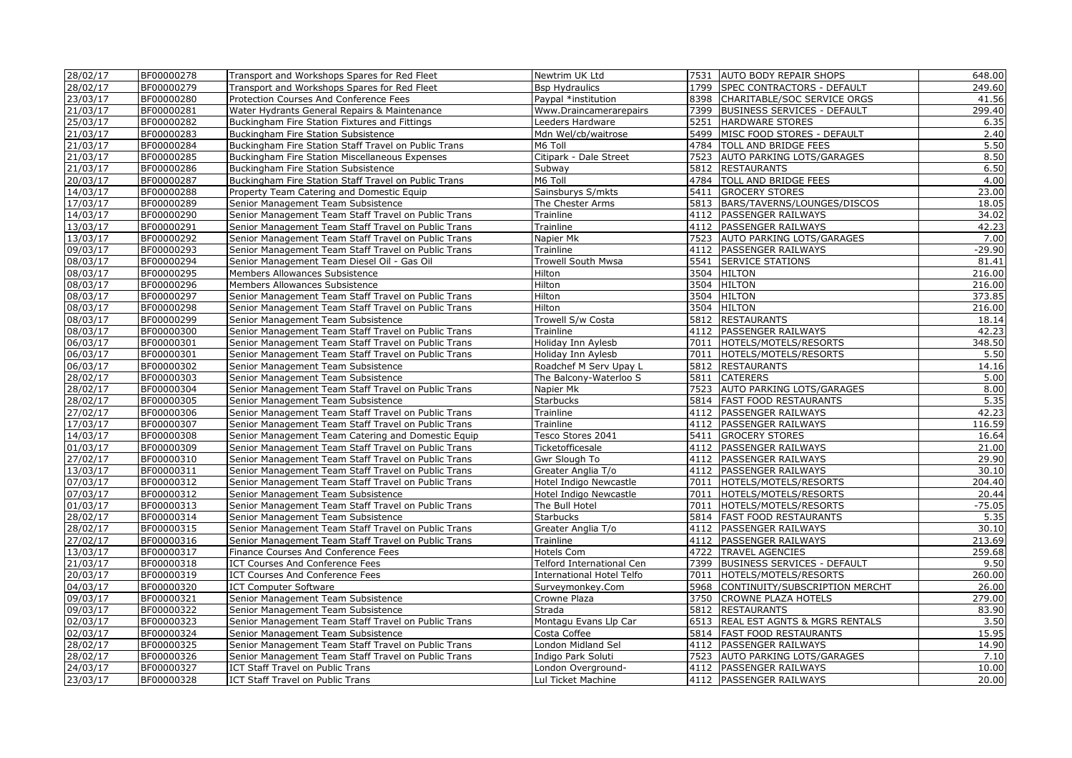| 28/02/17 | BF00000278 | Transport and Workshops Spares for Red Fleet | Newtrim UK Ltd | 7531 | AUTO BODY REPAIR SHOPS | 648.00 |
|---|---|---|---|---|---|---|
| 28/02/17 | BF00000279 | Transport and Workshops Spares for Red Fleet | Bsp Hydraulics | 1799 | SPEC CONTRACTORS - DEFAULT | 249.60 |
| 23/03/17 | BF00000280 | Protection Courses And Conference Fees | Paypal *institution | 8398 | CHARITABLE/SOC SERVICE ORGS | 41.56 |
| 21/03/17 | BF00000281 | Water Hydrants General Repairs & Maintenance | Www.Draincamerarepairs | 7399 | BUSINESS SERVICES - DEFAULT | 299.40 |
| 25/03/17 | BF00000282 | Buckingham Fire Station Fixtures and Fittings | Leeders Hardware | 5251 | HARDWARE STORES | 6.35 |
| 21/03/17 | BF00000283 | Buckingham Fire Station Subsistence | Mdn Wel/cb/waitrose | 5499 | MISC FOOD STORES - DEFAULT | 2.40 |
| 21/03/17 | BF00000284 | Buckingham Fire Station Staff Travel on Public Trans | M6 Toll | 4784 | TOLL AND BRIDGE FEES | 5.50 |
| 21/03/17 | BF00000285 | Buckingham Fire Station Miscellaneous Expenses | Citipark - Dale Street | 7523 | AUTO PARKING LOTS/GARAGES | 8.50 |
| 21/03/17 | BF00000286 | Buckingham Fire Station Subsistence | Subway | 5812 | RESTAURANTS | 6.50 |
| 20/03/17 | BF00000287 | Buckingham Fire Station Staff Travel on Public Trans | M6 Toll | 4784 | TOLL AND BRIDGE FEES | 4.00 |
| 14/03/17 | BF00000288 | Property Team Catering and Domestic Equip | Sainsburys S/mkts | 5411 | GROCERY STORES | 23.00 |
| 17/03/17 | BF00000289 | Senior Management Team Subsistence | The Chester Arms | 5813 | BARS/TAVERNS/LOUNGES/DISCOS | 18.05 |
| 14/03/17 | BF00000290 | Senior Management Team Staff Travel on Public Trans | Trainline | 4112 | PASSENGER RAILWAYS | 34.02 |
| 13/03/17 | BF00000291 | Senior Management Team Staff Travel on Public Trans | Trainline | 4112 | PASSENGER RAILWAYS | 42.23 |
| 13/03/17 | BF00000292 | Senior Management Team Staff Travel on Public Trans | Napier Mk | 7523 | AUTO PARKING LOTS/GARAGES | 7.00 |
| 09/03/17 | BF00000293 | Senior Management Team Staff Travel on Public Trans | Trainline | 4112 | PASSENGER RAILWAYS | -29.90 |
| 08/03/17 | BF00000294 | Senior Management Team Diesel Oil - Gas Oil | Trowell South Mwsa | 5541 | SERVICE STATIONS | 81.41 |
| 08/03/17 | BF00000295 | Members Allowances Subsistence | Hilton | 3504 | HILTON | 216.00 |
| 08/03/17 | BF00000296 | Members Allowances Subsistence | Hilton | 3504 | HILTON | 216.00 |
| 08/03/17 | BF00000297 | Senior Management Team Staff Travel on Public Trans | Hilton | 3504 | HILTON | 373.85 |
| 08/03/17 | BF00000298 | Senior Management Team Staff Travel on Public Trans | Hilton | 3504 | HILTON | 216.00 |
| 08/03/17 | BF00000299 | Senior Management Team Subsistence | Trowell S/w Costa | 5812 | RESTAURANTS | 18.14 |
| 08/03/17 | BF00000300 | Senior Management Team Staff Travel on Public Trans | Trainline | 4112 | PASSENGER RAILWAYS | 42.23 |
| 06/03/17 | BF00000301 | Senior Management Team Staff Travel on Public Trans | Holiday Inn Aylesb | 7011 | HOTELS/MOTELS/RESORTS | 348.50 |
| 06/03/17 | BF00000301 | Senior Management Team Staff Travel on Public Trans | Holiday Inn Aylesb | 7011 | HOTELS/MOTELS/RESORTS | 5.50 |
| 06/03/17 | BF00000302 | Senior Management Team Subsistence | Roadchef M Serv Upay L | 5812 | RESTAURANTS | 14.16 |
| 28/02/17 | BF00000303 | Senior Management Team Subsistence | The Balcony-Waterloo S | 5811 | CATERERS | 5.00 |
| 28/02/17 | BF00000304 | Senior Management Team Staff Travel on Public Trans | Napier Mk | 7523 | AUTO PARKING LOTS/GARAGES | 8.00 |
| 28/02/17 | BF00000305 | Senior Management Team Subsistence | Starbucks | 5814 | FAST FOOD RESTAURANTS | 5.35 |
| 27/02/17 | BF00000306 | Senior Management Team Staff Travel on Public Trans | Trainline | 4112 | PASSENGER RAILWAYS | 42.23 |
| 17/03/17 | BF00000307 | Senior Management Team Staff Travel on Public Trans | Trainline | 4112 | PASSENGER RAILWAYS | 116.59 |
| 14/03/17 | BF00000308 | Senior Management Team Catering and Domestic Equip | Tesco Stores 2041 | 5411 | GROCERY STORES | 16.64 |
| 01/03/17 | BF00000309 | Senior Management Team Staff Travel on Public Trans | Ticketofficesale | 4112 | PASSENGER RAILWAYS | 21.00 |
| 27/02/17 | BF00000310 | Senior Management Team Staff Travel on Public Trans | Gwr Slough To | 4112 | PASSENGER RAILWAYS | 29.90 |
| 13/03/17 | BF00000311 | Senior Management Team Staff Travel on Public Trans | Greater Anglia T/o | 4112 | PASSENGER RAILWAYS | 30.10 |
| 07/03/17 | BF00000312 | Senior Management Team Staff Travel on Public Trans | Hotel Indigo Newcastle | 7011 | HOTELS/MOTELS/RESORTS | 204.40 |
| 07/03/17 | BF00000312 | Senior Management Team Subsistence | Hotel Indigo Newcastle | 7011 | HOTELS/MOTELS/RESORTS | 20.44 |
| 01/03/17 | BF00000313 | Senior Management Team Staff Travel on Public Trans | The Bull Hotel | 7011 | HOTELS/MOTELS/RESORTS | -75.05 |
| 28/02/17 | BF00000314 | Senior Management Team Subsistence | Starbucks | 5814 | FAST FOOD RESTAURANTS | 5.35 |
| 28/02/17 | BF00000315 | Senior Management Team Staff Travel on Public Trans | Greater Anglia T/o | 4112 | PASSENGER RAILWAYS | 30.10 |
| 27/02/17 | BF00000316 | Senior Management Team Staff Travel on Public Trans | Trainline | 4112 | PASSENGER RAILWAYS | 213.69 |
| 13/03/17 | BF00000317 | Finance Courses And Conference Fees | Hotels Com | 4722 | TRAVEL AGENCIES | 259.68 |
| 21/03/17 | BF00000318 | ICT Courses And Conference Fees | Telford International Cen | 7399 | BUSINESS SERVICES - DEFAULT | 9.50 |
| 20/03/17 | BF00000319 | ICT Courses And Conference Fees | International Hotel Telfo | 7011 | HOTELS/MOTELS/RESORTS | 260.00 |
| 04/03/17 | BF00000320 | ICT Computer Software | Surveymonkey.Com | 5968 | CONTINUITY/SUBSCRIPTION MERCHT | 26.00 |
| 09/03/17 | BF00000321 | Senior Management Team Subsistence | Crowne Plaza | 3750 | CROWNE PLAZA HOTELS | 279.00 |
| 09/03/17 | BF00000322 | Senior Management Team Subsistence | Strada | 5812 | RESTAURANTS | 83.90 |
| 02/03/17 | BF00000323 | Senior Management Team Staff Travel on Public Trans | Montagu Evans Llp Car | 6513 | REAL EST AGNTS & MGRS RENTALS | 3.50 |
| 02/03/17 | BF00000324 | Senior Management Team Subsistence | Costa Coffee | 5814 | FAST FOOD RESTAURANTS | 15.95 |
| 28/02/17 | BF00000325 | Senior Management Team Staff Travel on Public Trans | London Midland Sel | 4112 | PASSENGER RAILWAYS | 14.90 |
| 28/02/17 | BF00000326 | Senior Management Team Staff Travel on Public Trans | Indigo Park Soluti | 7523 | AUTO PARKING LOTS/GARAGES | 7.10 |
| 24/03/17 | BF00000327 | ICT Staff Travel on Public Trans | London Overground- | 4112 | PASSENGER RAILWAYS | 10.00 |
| 23/03/17 | BF00000328 | ICT Staff Travel on Public Trans | Lul Ticket Machine | 4112 | PASSENGER RAILWAYS | 20.00 |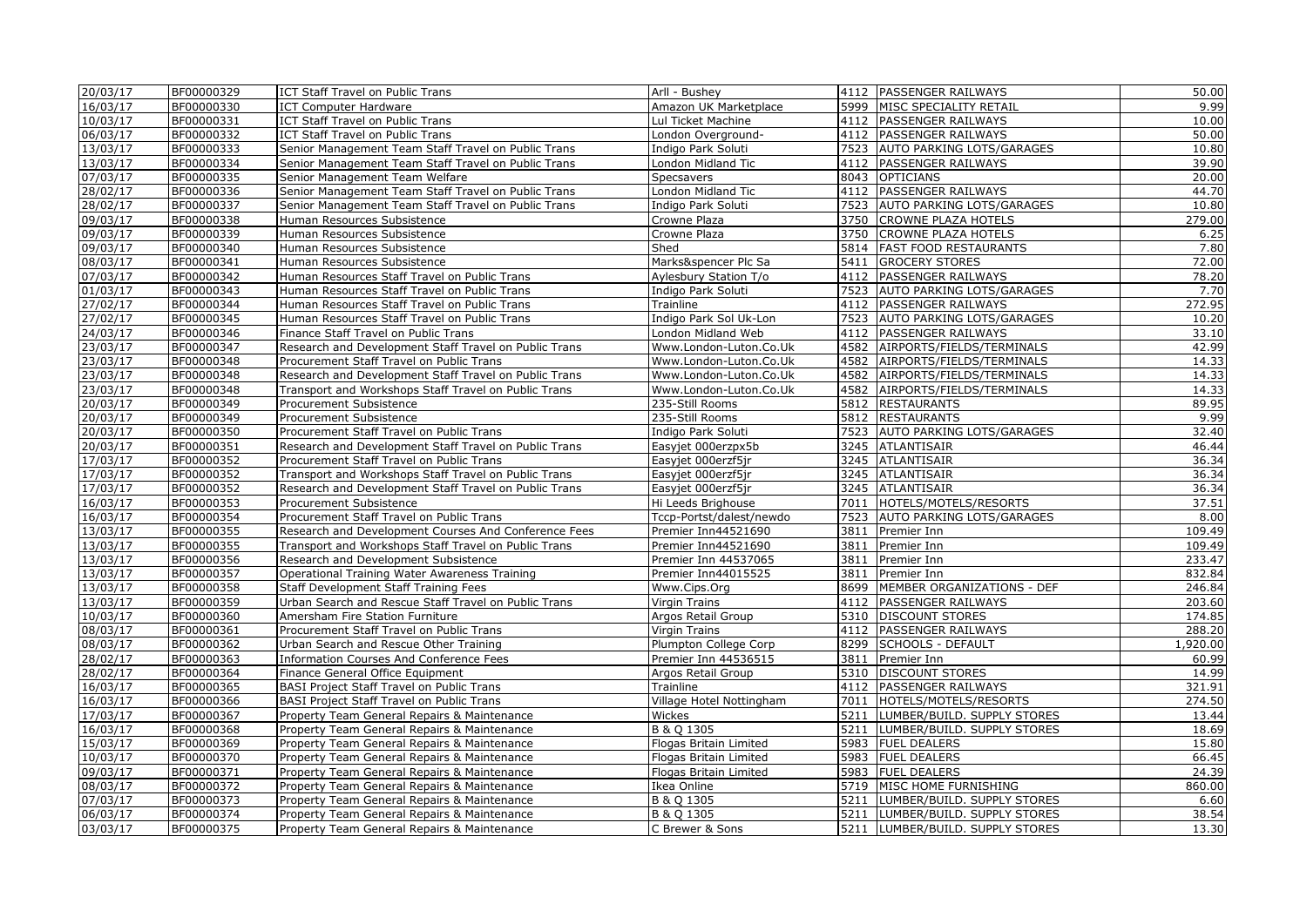| 20/03/17 | BF00000329 | ICT Staff Travel on Public Trans | Arll - Bushey | 4112 | PASSENGER RAILWAYS | 50.00 |
|---|---|---|---|---|---|---|
| 16/03/17 | BF00000330 | ICT Computer Hardware | Amazon UK Marketplace | 5999 | MISC SPECIALITY RETAIL | 9.99 |
| 10/03/17 | BF00000331 | ICT Staff Travel on Public Trans | Lul Ticket Machine | 4112 | PASSENGER RAILWAYS | 10.00 |
| 06/03/17 | BF00000332 | ICT Staff Travel on Public Trans | London Overground- | 4112 | PASSENGER RAILWAYS | 50.00 |
| 13/03/17 | BF00000333 | Senior Management Team Staff Travel on Public Trans | Indigo Park Soluti | 7523 | AUTO PARKING LOTS/GARAGES | 10.80 |
| 13/03/17 | BF00000334 | Senior Management Team Staff Travel on Public Trans | London Midland Tic | 4112 | PASSENGER RAILWAYS | 39.90 |
| 07/03/17 | BF00000335 | Senior Management Team Welfare | Specsavers | 8043 | OPTICIANS | 20.00 |
| 28/02/17 | BF00000336 | Senior Management Team Staff Travel on Public Trans | London Midland Tic | 4112 | PASSENGER RAILWAYS | 44.70 |
| 28/02/17 | BF00000337 | Senior Management Team Staff Travel on Public Trans | Indigo Park Soluti | 7523 | AUTO PARKING LOTS/GARAGES | 10.80 |
| 09/03/17 | BF00000338 | Human Resources Subsistence | Crowne Plaza | 3750 | CROWNE PLAZA HOTELS | 279.00 |
| 09/03/17 | BF00000339 | Human Resources Subsistence | Crowne Plaza | 3750 | CROWNE PLAZA HOTELS | 6.25 |
| 09/03/17 | BF00000340 | Human Resources Subsistence | Shed | 5814 | FAST FOOD RESTAURANTS | 7.80 |
| 08/03/17 | BF00000341 | Human Resources Subsistence | Marks&spencer Plc Sa | 5411 | GROCERY STORES | 72.00 |
| 07/03/17 | BF00000342 | Human Resources Staff Travel on Public Trans | Aylesbury Station T/o | 4112 | PASSENGER RAILWAYS | 78.20 |
| 01/03/17 | BF00000343 | Human Resources Staff Travel on Public Trans | Indigo Park Soluti | 7523 | AUTO PARKING LOTS/GARAGES | 7.70 |
| 27/02/17 | BF00000344 | Human Resources Staff Travel on Public Trans | Trainline | 4112 | PASSENGER RAILWAYS | 272.95 |
| 27/02/17 | BF00000345 | Human Resources Staff Travel on Public Trans | Indigo Park Sol Uk-Lon | 7523 | AUTO PARKING LOTS/GARAGES | 10.20 |
| 24/03/17 | BF00000346 | Finance Staff Travel on Public Trans | London Midland Web | 4112 | PASSENGER RAILWAYS | 33.10 |
| 23/03/17 | BF00000347 | Research and Development Staff Travel on Public Trans | Www.London-Luton.Co.Uk | 4582 | AIRPORTS/FIELDS/TERMINALS | 42.99 |
| 23/03/17 | BF00000348 | Procurement Staff Travel on Public Trans | Www.London-Luton.Co.Uk | 4582 | AIRPORTS/FIELDS/TERMINALS | 14.33 |
| 23/03/17 | BF00000348 | Research and Development Staff Travel on Public Trans | Www.London-Luton.Co.Uk | 4582 | AIRPORTS/FIELDS/TERMINALS | 14.33 |
| 23/03/17 | BF00000348 | Transport and Workshops Staff Travel on Public Trans | Www.London-Luton.Co.Uk | 4582 | AIRPORTS/FIELDS/TERMINALS | 14.33 |
| 20/03/17 | BF00000349 | Procurement Subsistence | 235-Still Rooms | 5812 | RESTAURANTS | 89.95 |
| 20/03/17 | BF00000349 | Procurement Subsistence | 235-Still Rooms | 5812 | RESTAURANTS | 9.99 |
| 20/03/17 | BF00000350 | Procurement Staff Travel on Public Trans | Indigo Park Soluti | 7523 | AUTO PARKING LOTS/GARAGES | 32.40 |
| 20/03/17 | BF00000351 | Research and Development Staff Travel on Public Trans | Easyjet 000erzpx5b | 3245 | ATLANTISAIR | 46.44 |
| 17/03/17 | BF00000352 | Procurement Staff Travel on Public Trans | Easyjet 000erzf5jr | 3245 | ATLANTISAIR | 36.34 |
| 17/03/17 | BF00000352 | Transport and Workshops Staff Travel on Public Trans | Easyjet 000erzf5jr | 3245 | ATLANTISAIR | 36.34 |
| 17/03/17 | BF00000352 | Research and Development Staff Travel on Public Trans | Easyjet 000erzf5jr | 3245 | ATLANTISAIR | 36.34 |
| 16/03/17 | BF00000353 | Procurement Subsistence | Hi Leeds Brighouse | 7011 | HOTELS/MOTELS/RESORTS | 37.51 |
| 16/03/17 | BF00000354 | Procurement Staff Travel on Public Trans | Tccp-Portst/dalest/newdo | 7523 | AUTO PARKING LOTS/GARAGES | 8.00 |
| 13/03/17 | BF00000355 | Research and Development Courses And Conference Fees | Premier Inn44521690 | 3811 | Premier Inn | 109.49 |
| 13/03/17 | BF00000355 | Transport and Workshops Staff Travel on Public Trans | Premier Inn44521690 | 3811 | Premier Inn | 109.49 |
| 13/03/17 | BF00000356 | Research and Development Subsistence | Premier Inn 44537065 | 3811 | Premier Inn | 233.47 |
| 13/03/17 | BF00000357 | Operational Training Water Awareness Training | Premier Inn44015525 | 3811 | Premier Inn | 832.84 |
| 13/03/17 | BF00000358 | Staff Development Staff Training Fees | Www.Cips.Org | 8699 | MEMBER ORGANIZATIONS - DEF | 246.84 |
| 13/03/17 | BF00000359 | Urban Search and Rescue Staff Travel on Public Trans | Virgin Trains | 4112 | PASSENGER RAILWAYS | 203.60 |
| 10/03/17 | BF00000360 | Amersham Fire Station Furniture | Argos Retail Group | 5310 | DISCOUNT STORES | 174.85 |
| 08/03/17 | BF00000361 | Procurement Staff Travel on Public Trans | Virgin Trains | 4112 | PASSENGER RAILWAYS | 288.20 |
| 08/03/17 | BF00000362 | Urban Search and Rescue Other Training | Plumpton College Corp | 8299 | SCHOOLS - DEFAULT | 1,920.00 |
| 28/02/17 | BF00000363 | Information Courses And Conference Fees | Premier Inn 44536515 | 3811 | Premier Inn | 60.99 |
| 28/02/17 | BF00000364 | Finance General Office Equipment | Argos Retail Group | 5310 | DISCOUNT STORES | 14.99 |
| 16/03/17 | BF00000365 | BASI Project Staff Travel on Public Trans | Trainline | 4112 | PASSENGER RAILWAYS | 321.91 |
| 16/03/17 | BF00000366 | BASI Project Staff Travel on Public Trans | Village Hotel Nottingham | 7011 | HOTELS/MOTELS/RESORTS | 274.50 |
| 17/03/17 | BF00000367 | Property Team General Repairs & Maintenance | Wickes | 5211 | LUMBER/BUILD. SUPPLY STORES | 13.44 |
| 16/03/17 | BF00000368 | Property Team General Repairs & Maintenance | B & Q 1305 | 5211 | LUMBER/BUILD. SUPPLY STORES | 18.69 |
| 15/03/17 | BF00000369 | Property Team General Repairs & Maintenance | Flogas Britain Limited | 5983 | FUEL DEALERS | 15.80 |
| 10/03/17 | BF00000370 | Property Team General Repairs & Maintenance | Flogas Britain Limited | 5983 | FUEL DEALERS | 66.45 |
| 09/03/17 | BF00000371 | Property Team General Repairs & Maintenance | Flogas Britain Limited | 5983 | FUEL DEALERS | 24.39 |
| 08/03/17 | BF00000372 | Property Team General Repairs & Maintenance | Ikea Online | 5719 | MISC HOME FURNISHING | 860.00 |
| 07/03/17 | BF00000373 | Property Team General Repairs & Maintenance | B & Q 1305 | 5211 | LUMBER/BUILD. SUPPLY STORES | 6.60 |
| 06/03/17 | BF00000374 | Property Team General Repairs & Maintenance | B & Q 1305 | 5211 | LUMBER/BUILD. SUPPLY STORES | 38.54 |
| 03/03/17 | BF00000375 | Property Team General Repairs & Maintenance | C Brewer & Sons | 5211 | LUMBER/BUILD. SUPPLY STORES | 13.30 |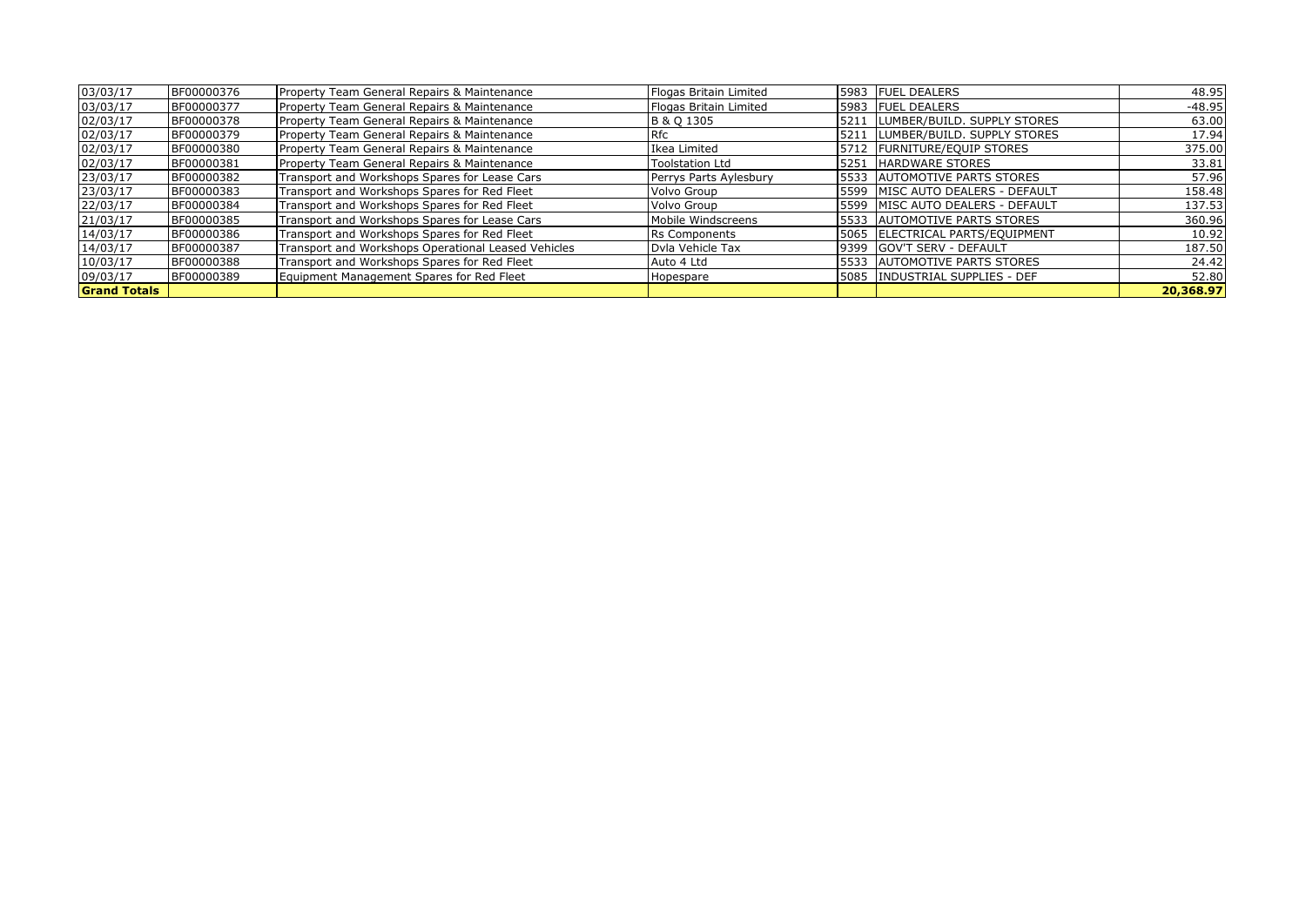| | | | | | | |
|---|---|---|---|---|---|---|
| 03/03/17 | BF00000376 | Property Team General Repairs & Maintenance | Flogas Britain Limited | 5983 | FUEL DEALERS | 48.95 |
| 03/03/17 | BF00000377 | Property Team General Repairs & Maintenance | Flogas Britain Limited | 5983 | FUEL DEALERS | -48.95 |
| 02/03/17 | BF00000378 | Property Team General Repairs & Maintenance | B & Q 1305 | 5211 | LUMBER/BUILD. SUPPLY STORES | 63.00 |
| 02/03/17 | BF00000379 | Property Team General Repairs & Maintenance | Rfc | 5211 | LUMBER/BUILD. SUPPLY STORES | 17.94 |
| 02/03/17 | BF00000380 | Property Team General Repairs & Maintenance | Ikea Limited | 5712 | FURNITURE/EQUIP STORES | 375.00 |
| 02/03/17 | BF00000381 | Property Team General Repairs & Maintenance | Toolstation Ltd | 5251 | HARDWARE STORES | 33.81 |
| 23/03/17 | BF00000382 | Transport and Workshops Spares for Lease Cars | Perrys Parts Aylesbury | 5533 | AUTOMOTIVE PARTS STORES | 57.96 |
| 23/03/17 | BF00000383 | Transport and Workshops Spares for Red Fleet | Volvo Group | 5599 | MISC AUTO DEALERS - DEFAULT | 158.48 |
| 22/03/17 | BF00000384 | Transport and Workshops Spares for Red Fleet | Volvo Group | 5599 | MISC AUTO DEALERS - DEFAULT | 137.53 |
| 21/03/17 | BF00000385 | Transport and Workshops Spares for Lease Cars | Mobile Windscreens | 5533 | AUTOMOTIVE PARTS STORES | 360.96 |
| 14/03/17 | BF00000386 | Transport and Workshops Spares for Red Fleet | Rs Components | 5065 | ELECTRICAL PARTS/EQUIPMENT | 10.92 |
| 14/03/17 | BF00000387 | Transport and Workshops Operational Leased Vehicles | Dvla Vehicle Tax | 9399 | GOV'T SERV - DEFAULT | 187.50 |
| 10/03/17 | BF00000388 | Transport and Workshops Spares for Red Fleet | Auto 4 Ltd | 5533 | AUTOMOTIVE PARTS STORES | 24.42 |
| 09/03/17 | BF00000389 | Equipment Management Spares for Red Fleet | Hopespare | 5085 | INDUSTRIAL SUPPLIES - DEF | 52.80 |
| **Grand Totals** | | | | | | **20,368.97** |